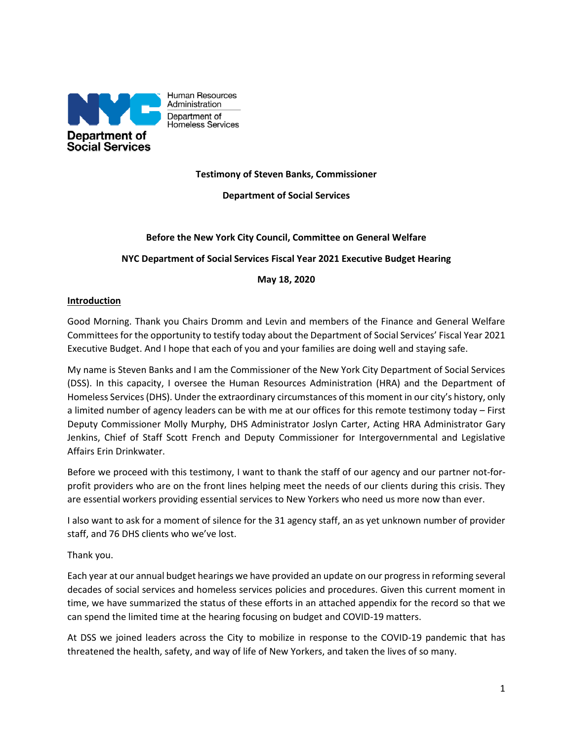Human Resources Administration

Department of Homeless Services

Department of Social Services

**Testimony of Steven Banks, Commissioner**

**Department of Social Services**

**Before the New York City Council, Committee on General Welfare**

**NYC Department of Social Services Fiscal Year 2021 Executive Budget Hearing**

**May 18, 2020**

## Introduction

Good Morning. Thank you Chairs Dromm and Levin and members of the Finance and General Welfare Committees for the opportunity to testify today about the Department of Social Services' Fiscal Year 2021 Executive Budget. And I hope that each of you and your families are doing well and staying safe.

My name is Steven Banks and I am the Commissioner of the New York City Department of Social Services (DSS). In this capacity, I oversee the Human Resources Administration (HRA) and the Department of Homeless Services (DHS). Under the extraordinary circumstances of this moment in our city's history, only a limited number of agency leaders can be with me at our offices for this remote testimony today – First Deputy Commissioner Molly Murphy, DHS Administrator Joslyn Carter, Acting HRA Administrator Gary Jenkins, Chief of Staff Scott French and Deputy Commissioner for Intergovernmental and Legislative Affairs Erin Drinkwater.

Before we proceed with this testimony, I want to thank the staff of our agency and our partner not-for-profit providers who are on the front lines helping meet the needs of our clients during this crisis. They are essential workers providing essential services to New Yorkers who need us more now than ever.

I also want to ask for a moment of silence for the 31 agency staff, an as yet unknown number of provider staff, and 76 DHS clients who we've lost.

Thank you.

Each year at our annual budget hearings we have provided an update on our progress in reforming several decades of social services and homeless services policies and procedures. Given this current moment in time, we have summarized the status of these efforts in an attached appendix for the record so that we can spend the limited time at the hearing focusing on budget and COVID-19 matters.

At DSS we joined leaders across the City to mobilize in response to the COVID-19 pandemic that has threatened the health, safety, and way of life of New Yorkers, and taken the lives of so many.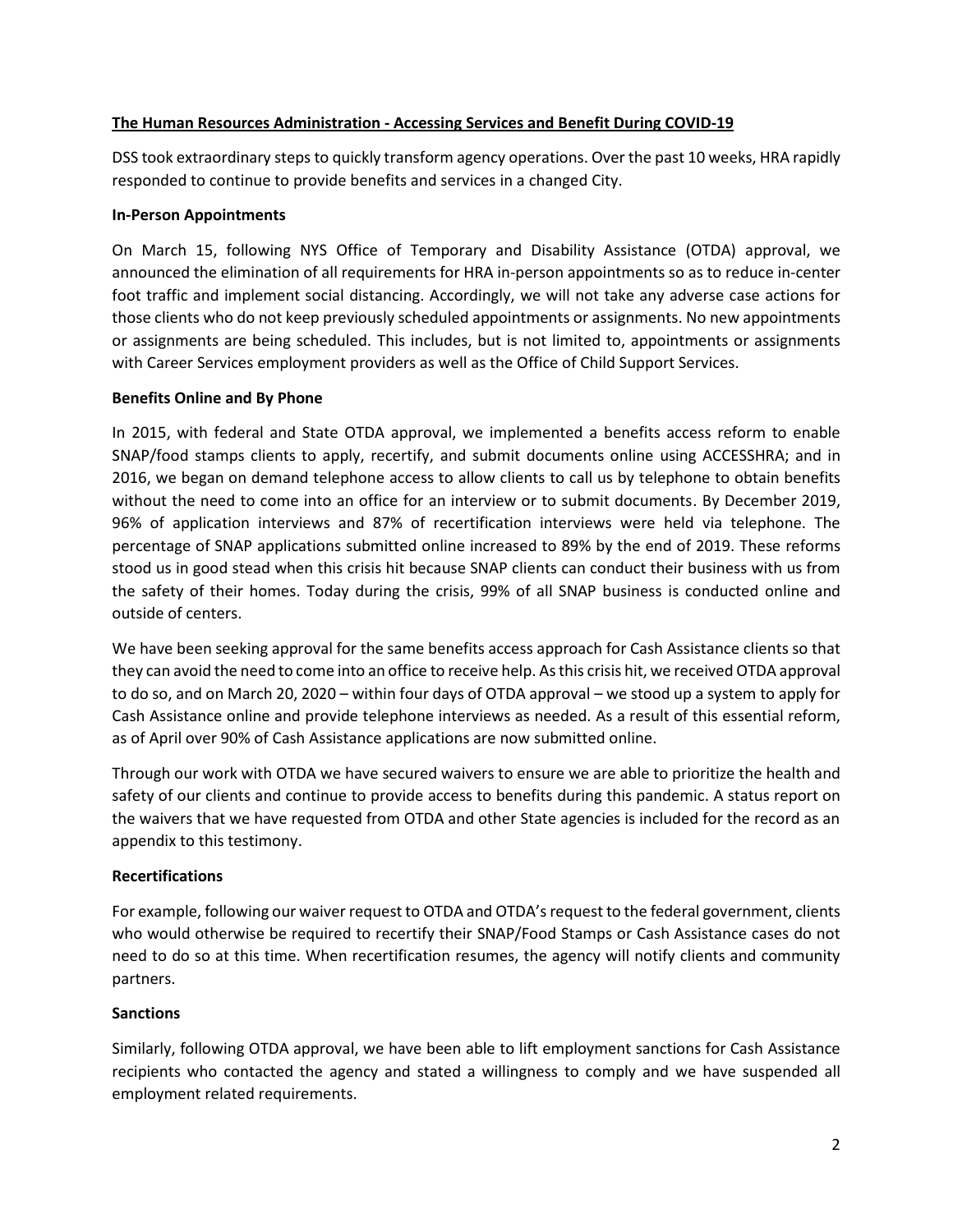## The Human Resources Administration - Accessing Services and Benefit During COVID-19

DSS took extraordinary steps to quickly transform agency operations. Over the past 10 weeks, HRA rapidly responded to continue to provide benefits and services in a changed City.

### In-Person Appointments

On March 15, following NYS Office of Temporary and Disability Assistance (OTDA) approval, we announced the elimination of all requirements for HRA in-person appointments so as to reduce in-center foot traffic and implement social distancing. Accordingly, we will not take any adverse case actions for those clients who do not keep previously scheduled appointments or assignments. No new appointments or assignments are being scheduled. This includes, but is not limited to, appointments or assignments with Career Services employment providers as well as the Office of Child Support Services.

### Benefits Online and By Phone

In 2015, with federal and State OTDA approval, we implemented a benefits access reform to enable SNAP/food stamps clients to apply, recertify, and submit documents online using ACCESSHRA; and in 2016, we began on demand telephone access to allow clients to call us by telephone to obtain benefits without the need to come into an office for an interview or to submit documents. By December 2019, 96% of application interviews and 87% of recertification interviews were held via telephone. The percentage of SNAP applications submitted online increased to 89% by the end of 2019. These reforms stood us in good stead when this crisis hit because SNAP clients can conduct their business with us from the safety of their homes. Today during the crisis, 99% of all SNAP business is conducted online and outside of centers.

We have been seeking approval for the same benefits access approach for Cash Assistance clients so that they can avoid the need to come into an office to receive help. As this crisis hit, we received OTDA approval to do so, and on March 20, 2020 – within four days of OTDA approval – we stood up a system to apply for Cash Assistance online and provide telephone interviews as needed. As a result of this essential reform, as of April over 90% of Cash Assistance applications are now submitted online.

Through our work with OTDA we have secured waivers to ensure we are able to prioritize the health and safety of our clients and continue to provide access to benefits during this pandemic. A status report on the waivers that we have requested from OTDA and other State agencies is included for the record as an appendix to this testimony.

### Recertifications

For example, following our waiver request to OTDA and OTDA's request to the federal government, clients who would otherwise be required to recertify their SNAP/Food Stamps or Cash Assistance cases do not need to do so at this time. When recertification resumes, the agency will notify clients and community partners.

### Sanctions

Similarly, following OTDA approval, we have been able to lift employment sanctions for Cash Assistance recipients who contacted the agency and stated a willingness to comply and we have suspended all employment related requirements.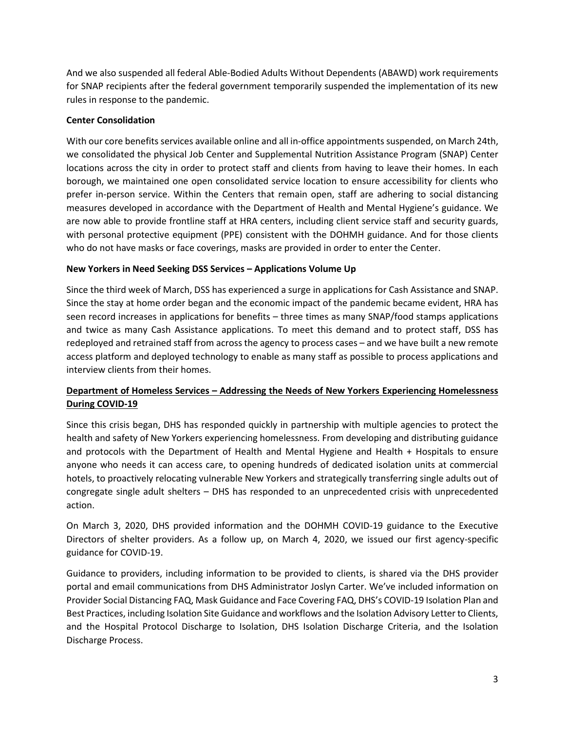And we also suspended all federal Able-Bodied Adults Without Dependents (ABAWD) work requirements for SNAP recipients after the federal government temporarily suspended the implementation of its new rules in response to the pandemic.

**Center Consolidation**

With our core benefits services available online and all in-office appointments suspended, on March 24th, we consolidated the physical Job Center and Supplemental Nutrition Assistance Program (SNAP) Center locations across the city in order to protect staff and clients from having to leave their homes. In each borough, we maintained one open consolidated service location to ensure accessibility for clients who prefer in-person service. Within the Centers that remain open, staff are adhering to social distancing measures developed in accordance with the Department of Health and Mental Hygiene's guidance. We are now able to provide frontline staff at HRA centers, including client service staff and security guards, with personal protective equipment (PPE) consistent with the DOHMH guidance. And for those clients who do not have masks or face coverings, masks are provided in order to enter the Center.

**New Yorkers in Need Seeking DSS Services – Applications Volume Up**

Since the third week of March, DSS has experienced a surge in applications for Cash Assistance and SNAP. Since the stay at home order began and the economic impact of the pandemic became evident, HRA has seen record increases in applications for benefits – three times as many SNAP/food stamps applications and twice as many Cash Assistance applications. To meet this demand and to protect staff, DSS has redeployed and retrained staff from across the agency to process cases – and we have built a new remote access platform and deployed technology to enable as many staff as possible to process applications and interview clients from their homes.

**Department of Homeless Services – Addressing the Needs of New Yorkers Experiencing Homelessness During COVID-19**

Since this crisis began, DHS has responded quickly in partnership with multiple agencies to protect the health and safety of New Yorkers experiencing homelessness. From developing and distributing guidance and protocols with the Department of Health and Mental Hygiene and Health + Hospitals to ensure anyone who needs it can access care, to opening hundreds of dedicated isolation units at commercial hotels, to proactively relocating vulnerable New Yorkers and strategically transferring single adults out of congregate single adult shelters – DHS has responded to an unprecedented crisis with unprecedented action.

On March 3, 2020, DHS provided information and the DOHMH COVID-19 guidance to the Executive Directors of shelter providers. As a follow up, on March 4, 2020, we issued our first agency-specific guidance for COVID-19.

Guidance to providers, including information to be provided to clients, is shared via the DHS provider portal and email communications from DHS Administrator Joslyn Carter. We've included information on Provider Social Distancing FAQ, Mask Guidance and Face Covering FAQ, DHS's COVID-19 Isolation Plan and Best Practices, including Isolation Site Guidance and workflows and the Isolation Advisory Letter to Clients, and the Hospital Protocol Discharge to Isolation, DHS Isolation Discharge Criteria, and the Isolation Discharge Process.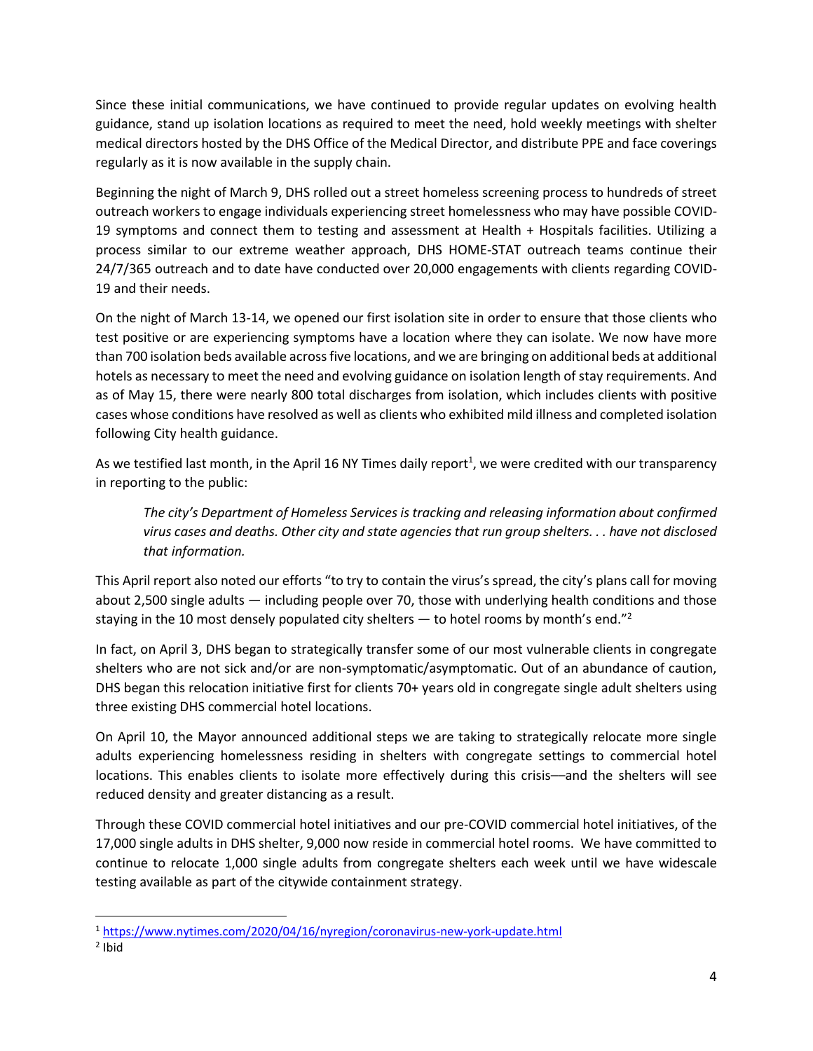Since these initial communications, we have continued to provide regular updates on evolving health guidance, stand up isolation locations as required to meet the need, hold weekly meetings with shelter medical directors hosted by the DHS Office of the Medical Director, and distribute PPE and face coverings regularly as it is now available in the supply chain.

Beginning the night of March 9, DHS rolled out a street homeless screening process to hundreds of street outreach workers to engage individuals experiencing street homelessness who may have possible COVID-19 symptoms and connect them to testing and assessment at Health + Hospitals facilities. Utilizing a process similar to our extreme weather approach, DHS HOME-STAT outreach teams continue their 24/7/365 outreach and to date have conducted over 20,000 engagements with clients regarding COVID-19 and their needs.

On the night of March 13-14, we opened our first isolation site in order to ensure that those clients who test positive or are experiencing symptoms have a location where they can isolate. We now have more than 700 isolation beds available across five locations, and we are bringing on additional beds at additional hotels as necessary to meet the need and evolving guidance on isolation length of stay requirements. And as of May 15, there were nearly 800 total discharges from isolation, which includes clients with positive cases whose conditions have resolved as well as clients who exhibited mild illness and completed isolation following City health guidance.

As we testified last month, in the April 16 NY Times daily report[1], we were credited with our transparency in reporting to the public:

> *The city's Department of Homeless Services is tracking and releasing information about confirmed virus cases and deaths. Other city and state agencies that run group shelters. . . have not disclosed that information.*

This April report also noted our efforts "to try to contain the virus's spread, the city's plans call for moving about 2,500 single adults — including people over 70, those with underlying health conditions and those staying in the 10 most densely populated city shelters — to hotel rooms by month's end."[2]

In fact, on April 3, DHS began to strategically transfer some of our most vulnerable clients in congregate shelters who are not sick and/or are non-symptomatic/asymptomatic. Out of an abundance of caution, DHS began this relocation initiative first for clients 70+ years old in congregate single adult shelters using three existing DHS commercial hotel locations.

On April 10, the Mayor announced additional steps we are taking to strategically relocate more single adults experiencing homelessness residing in shelters with congregate settings to commercial hotel locations. This enables clients to isolate more effectively during this crisis—and the shelters will see reduced density and greater distancing as a result.

Through these COVID commercial hotel initiatives and our pre-COVID commercial hotel initiatives, of the 17,000 single adults in DHS shelter, 9,000 now reside in commercial hotel rooms. We have committed to continue to relocate 1,000 single adults from congregate shelters each week until we have widescale testing available as part of the citywide containment strategy.

---

[1] https://www.nytimes.com/2020/04/16/nyregion/coronavirus-new-york-update.html

[2] Ibid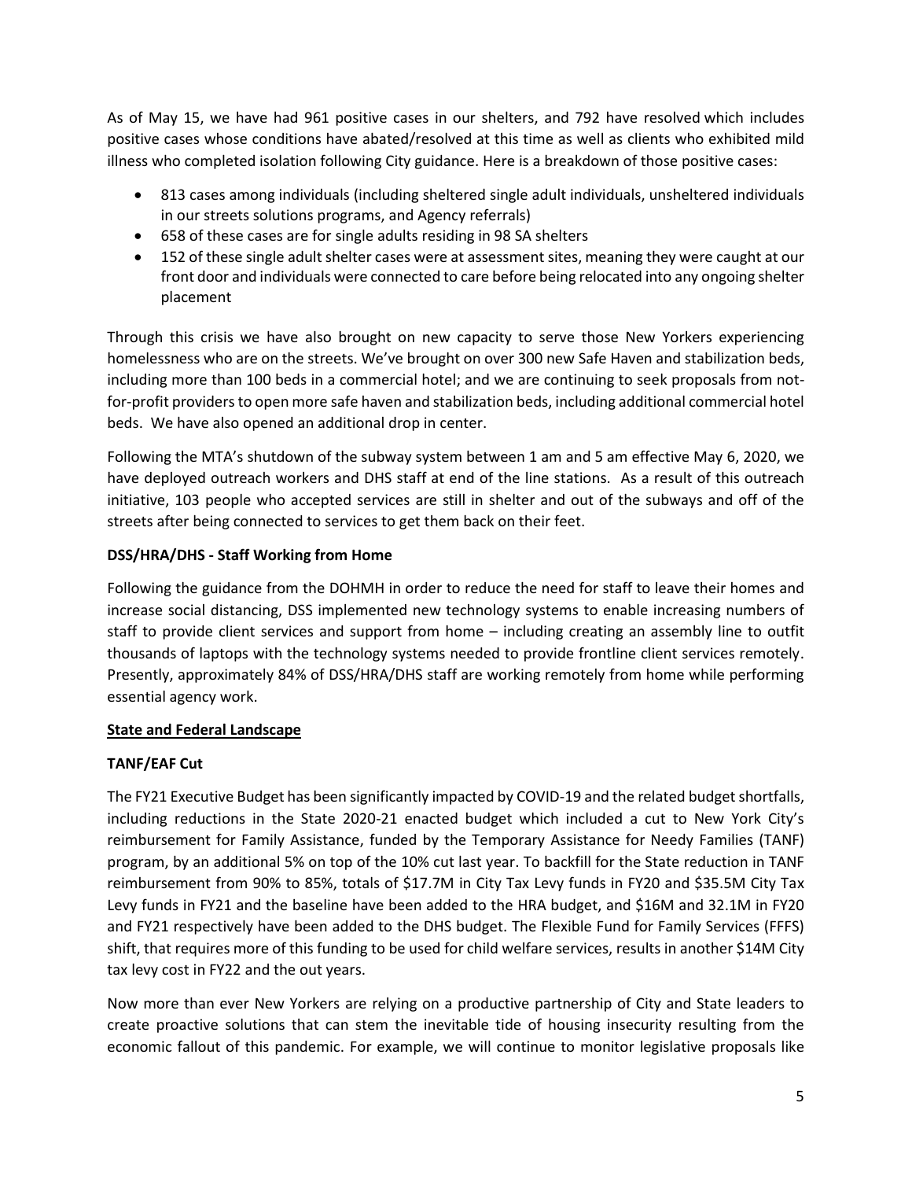As of May 15, we have had 961 positive cases in our shelters, and 792 have resolved which includes positive cases whose conditions have abated/resolved at this time as well as clients who exhibited mild illness who completed isolation following City guidance. Here is a breakdown of those positive cases:

- 813 cases among individuals (including sheltered single adult individuals, unsheltered individuals in our streets solutions programs, and Agency referrals)
- 658 of these cases are for single adults residing in 98 SA shelters
- 152 of these single adult shelter cases were at assessment sites, meaning they were caught at our front door and individuals were connected to care before being relocated into any ongoing shelter placement

Through this crisis we have also brought on new capacity to serve those New Yorkers experiencing homelessness who are on the streets. We've brought on over 300 new Safe Haven and stabilization beds, including more than 100 beds in a commercial hotel; and we are continuing to seek proposals from not-for-profit providers to open more safe haven and stabilization beds, including additional commercial hotel beds. We have also opened an additional drop in center.

Following the MTA's shutdown of the subway system between 1 am and 5 am effective May 6, 2020, we have deployed outreach workers and DHS staff at end of the line stations. As a result of this outreach initiative, 103 people who accepted services are still in shelter and out of the subways and off of the streets after being connected to services to get them back on their feet.

**DSS/HRA/DHS - Staff Working from Home**

Following the guidance from the DOHMH in order to reduce the need for staff to leave their homes and increase social distancing, DSS implemented new technology systems to enable increasing numbers of staff to provide client services and support from home – including creating an assembly line to outfit thousands of laptops with the technology systems needed to provide frontline client services remotely. Presently, approximately 84% of DSS/HRA/DHS staff are working remotely from home while performing essential agency work.

**State and Federal Landscape**

**TANF/EAF Cut**

The FY21 Executive Budget has been significantly impacted by COVID-19 and the related budget shortfalls, including reductions in the State 2020-21 enacted budget which included a cut to New York City's reimbursement for Family Assistance, funded by the Temporary Assistance for Needy Families (TANF) program, by an additional 5% on top of the 10% cut last year. To backfill for the State reduction in TANF reimbursement from 90% to 85%, totals of $17.7M in City Tax Levy funds in FY20 and $35.5M City Tax Levy funds in FY21 and the baseline have been added to the HRA budget, and $16M and 32.1M in FY20 and FY21 respectively have been added to the DHS budget. The Flexible Fund for Family Services (FFFS) shift, that requires more of this funding to be used for child welfare services, results in another $14M City tax levy cost in FY22 and the out years.

Now more than ever New Yorkers are relying on a productive partnership of City and State leaders to create proactive solutions that can stem the inevitable tide of housing insecurity resulting from the economic fallout of this pandemic. For example, we will continue to monitor legislative proposals like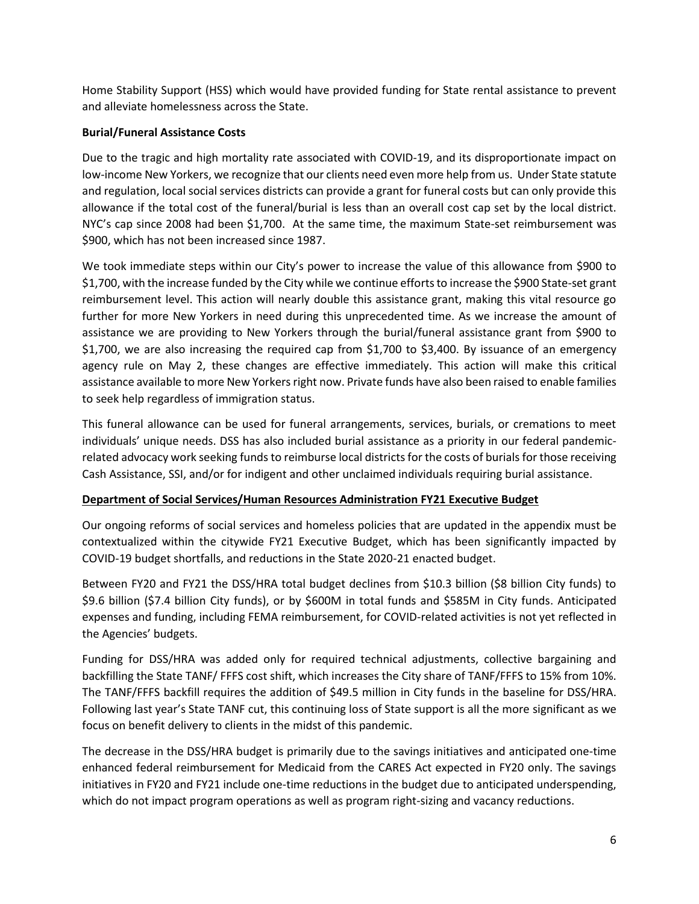Home Stability Support (HSS) which would have provided funding for State rental assistance to prevent and alleviate homelessness across the State.

**Burial/Funeral Assistance Costs**

Due to the tragic and high mortality rate associated with COVID-19, and its disproportionate impact on low-income New Yorkers, we recognize that our clients need even more help from us. Under State statute and regulation, local social services districts can provide a grant for funeral costs but can only provide this allowance if the total cost of the funeral/burial is less than an overall cost cap set by the local district. NYC's cap since 2008 had been $1,700. At the same time, the maximum State-set reimbursement was $900, which has not been increased since 1987.

We took immediate steps within our City's power to increase the value of this allowance from $900 to $1,700, with the increase funded by the City while we continue efforts to increase the $900 State-set grant reimbursement level. This action will nearly double this assistance grant, making this vital resource go further for more New Yorkers in need during this unprecedented time. As we increase the amount of assistance we are providing to New Yorkers through the burial/funeral assistance grant from $900 to $1,700, we are also increasing the required cap from $1,700 to $3,400. By issuance of an emergency agency rule on May 2, these changes are effective immediately. This action will make this critical assistance available to more New Yorkers right now. Private funds have also been raised to enable families to seek help regardless of immigration status.

This funeral allowance can be used for funeral arrangements, services, burials, or cremations to meet individuals' unique needs. DSS has also included burial assistance as a priority in our federal pandemic-related advocacy work seeking funds to reimburse local districts for the costs of burials for those receiving Cash Assistance, SSI, and/or for indigent and other unclaimed individuals requiring burial assistance.

**Department of Social Services/Human Resources Administration FY21 Executive Budget**

Our ongoing reforms of social services and homeless policies that are updated in the appendix must be contextualized within the citywide FY21 Executive Budget, which has been significantly impacted by COVID-19 budget shortfalls, and reductions in the State 2020-21 enacted budget.

Between FY20 and FY21 the DSS/HRA total budget declines from $10.3 billion ($8 billion City funds) to $9.6 billion ($7.4 billion City funds), or by $600M in total funds and $585M in City funds. Anticipated expenses and funding, including FEMA reimbursement, for COVID-related activities is not yet reflected in the Agencies' budgets.

Funding for DSS/HRA was added only for required technical adjustments, collective bargaining and backfilling the State TANF/ FFFS cost shift, which increases the City share of TANF/FFFS to 15% from 10%. The TANF/FFFS backfill requires the addition of $49.5 million in City funds in the baseline for DSS/HRA. Following last year's State TANF cut, this continuing loss of State support is all the more significant as we focus on benefit delivery to clients in the midst of this pandemic.

The decrease in the DSS/HRA budget is primarily due to the savings initiatives and anticipated one-time enhanced federal reimbursement for Medicaid from the CARES Act expected in FY20 only. The savings initiatives in FY20 and FY21 include one-time reductions in the budget due to anticipated underspending, which do not impact program operations as well as program right-sizing and vacancy reductions.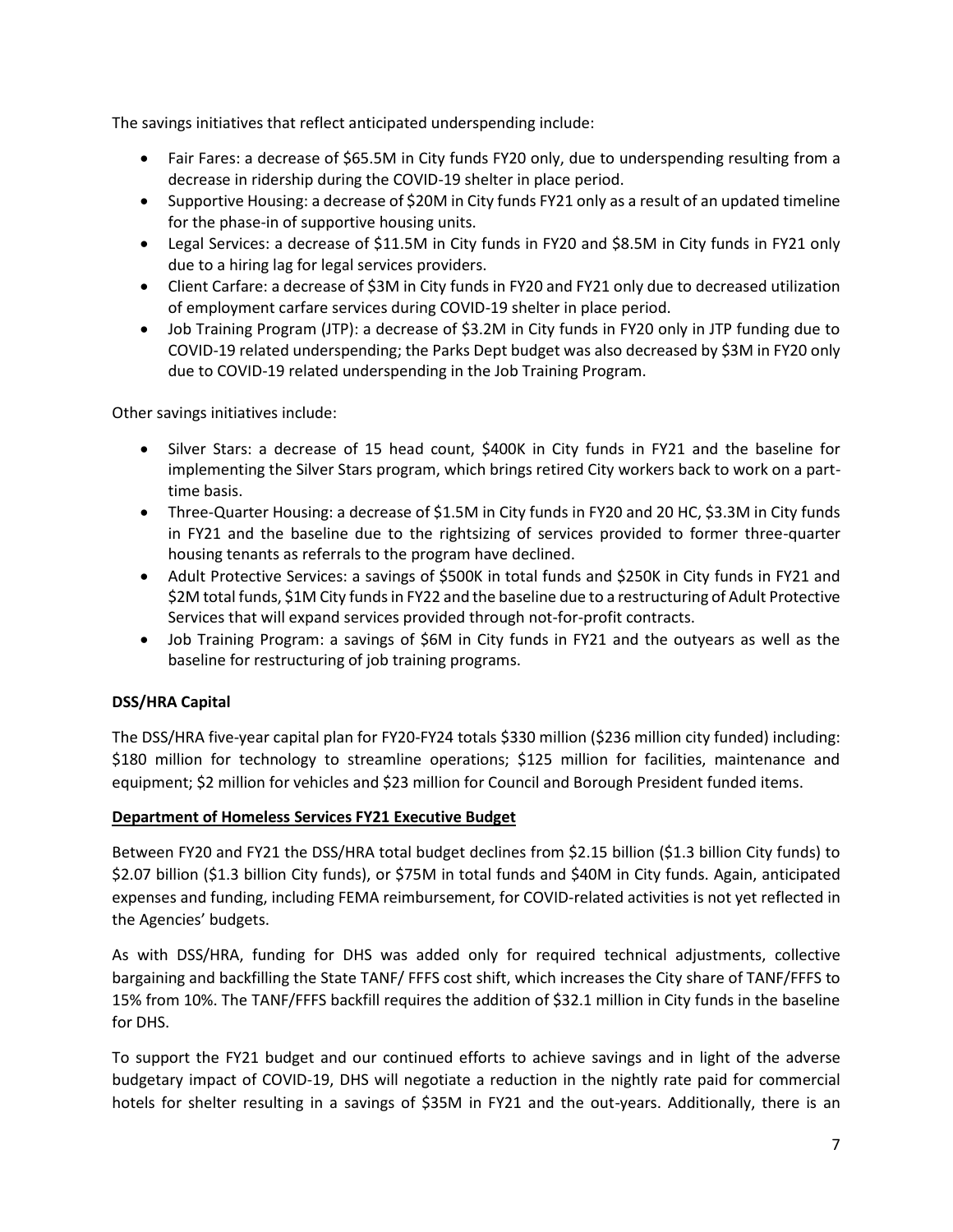The savings initiatives that reflect anticipated underspending include:

- Fair Fares: a decrease of $65.5M in City funds FY20 only, due to underspending resulting from a decrease in ridership during the COVID-19 shelter in place period.
- Supportive Housing: a decrease of $20M in City funds FY21 only as a result of an updated timeline for the phase-in of supportive housing units.
- Legal Services: a decrease of $11.5M in City funds in FY20 and $8.5M in City funds in FY21 only due to a hiring lag for legal services providers.
- Client Carfare: a decrease of $3M in City funds in FY20 and FY21 only due to decreased utilization of employment carfare services during COVID-19 shelter in place period.
- Job Training Program (JTP): a decrease of $3.2M in City funds in FY20 only in JTP funding due to COVID-19 related underspending; the Parks Dept budget was also decreased by $3M in FY20 only due to COVID-19 related underspending in the Job Training Program.

Other savings initiatives include:

- Silver Stars: a decrease of 15 head count, $400K in City funds in FY21 and the baseline for implementing the Silver Stars program, which brings retired City workers back to work on a part-time basis.
- Three-Quarter Housing: a decrease of $1.5M in City funds in FY20 and 20 HC, $3.3M in City funds in FY21 and the baseline due to the rightsizing of services provided to former three-quarter housing tenants as referrals to the program have declined.
- Adult Protective Services: a savings of $500K in total funds and $250K in City funds in FY21 and $2M total funds, $1M City funds in FY22 and the baseline due to a restructuring of Adult Protective Services that will expand services provided through not-for-profit contracts.
- Job Training Program: a savings of $6M in City funds in FY21 and the outyears as well as the baseline for restructuring of job training programs.

**DSS/HRA Capital**

The DSS/HRA five-year capital plan for FY20-FY24 totals $330 million ($236 million city funded) including: $180 million for technology to streamline operations; $125 million for facilities, maintenance and equipment; $2 million for vehicles and $23 million for Council and Borough President funded items.

**Department of Homeless Services FY21 Executive Budget**

Between FY20 and FY21 the DSS/HRA total budget declines from $2.15 billion ($1.3 billion City funds) to $2.07 billion ($1.3 billion City funds), or $75M in total funds and $40M in City funds. Again, anticipated expenses and funding, including FEMA reimbursement, for COVID-related activities is not yet reflected in the Agencies' budgets.

As with DSS/HRA, funding for DHS was added only for required technical adjustments, collective bargaining and backfilling the State TANF/ FFFS cost shift, which increases the City share of TANF/FFFS to 15% from 10%. The TANF/FFFS backfill requires the addition of $32.1 million in City funds in the baseline for DHS.

To support the FY21 budget and our continued efforts to achieve savings and in light of the adverse budgetary impact of COVID-19, DHS will negotiate a reduction in the nightly rate paid for commercial hotels for shelter resulting in a savings of $35M in FY21 and the out-years. Additionally, there is an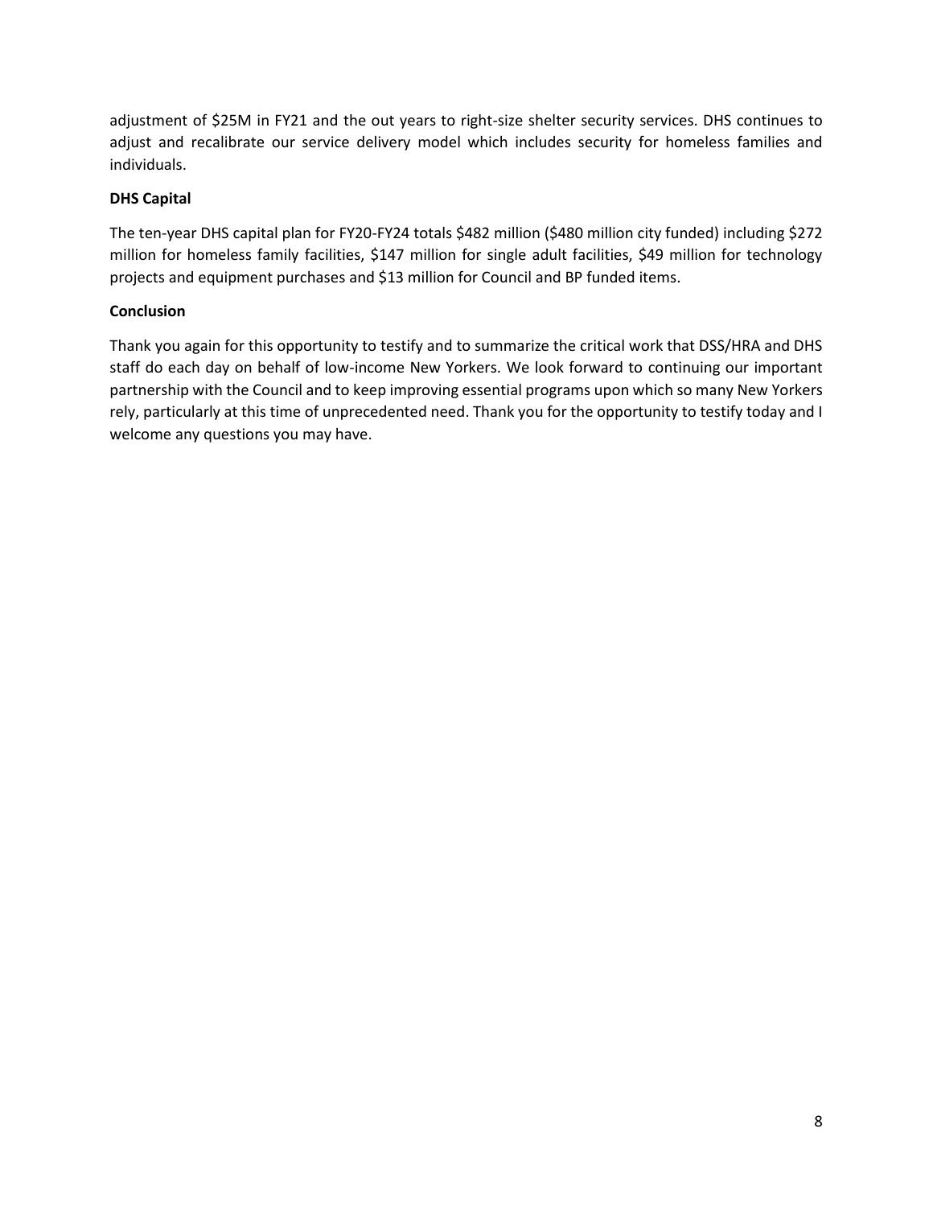adjustment of $25M in FY21 and the out years to right-size shelter security services. DHS continues to adjust and recalibrate our service delivery model which includes security for homeless families and individuals.

**DHS Capital**

The ten-year DHS capital plan for FY20-FY24 totals $482 million ($480 million city funded) including $272 million for homeless family facilities, $147 million for single adult facilities, $49 million for technology projects and equipment purchases and $13 million for Council and BP funded items.

**Conclusion**

Thank you again for this opportunity to testify and to summarize the critical work that DSS/HRA and DHS staff do each day on behalf of low-income New Yorkers. We look forward to continuing our important partnership with the Council and to keep improving essential programs upon which so many New Yorkers rely, particularly at this time of unprecedented need. Thank you for the opportunity to testify today and I welcome any questions you may have.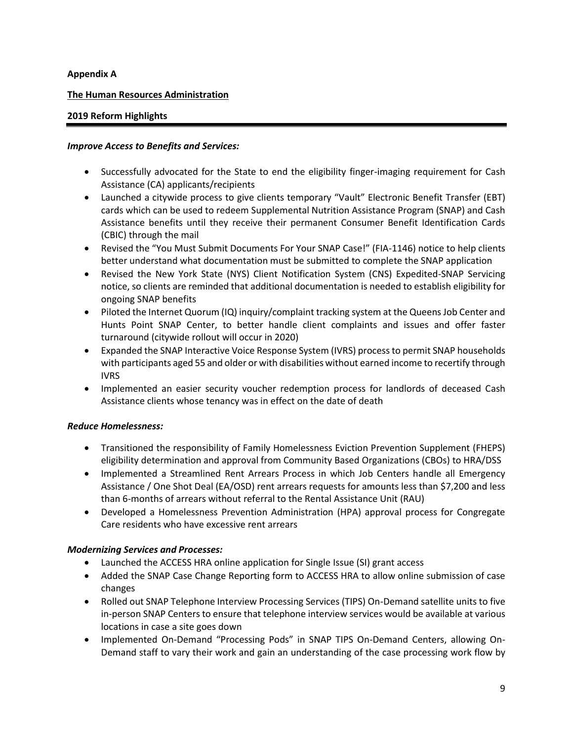**Appendix A**

**The Human Resources Administration**

**2019 Reform Highlights**

***Improve Access to Benefits and Services:***

- Successfully advocated for the State to end the eligibility finger-imaging requirement for Cash Assistance (CA) applicants/recipients
- Launched a citywide process to give clients temporary "Vault" Electronic Benefit Transfer (EBT) cards which can be used to redeem Supplemental Nutrition Assistance Program (SNAP) and Cash Assistance benefits until they receive their permanent Consumer Benefit Identification Cards (CBIC) through the mail
- Revised the "You Must Submit Documents For Your SNAP Case!" (FIA-1146) notice to help clients better understand what documentation must be submitted to complete the SNAP application
- Revised the New York State (NYS) Client Notification System (CNS) Expedited-SNAP Servicing notice, so clients are reminded that additional documentation is needed to establish eligibility for ongoing SNAP benefits
- Piloted the Internet Quorum (IQ) inquiry/complaint tracking system at the Queens Job Center and Hunts Point SNAP Center, to better handle client complaints and issues and offer faster turnaround (citywide rollout will occur in 2020)
- Expanded the SNAP Interactive Voice Response System (IVRS) process to permit SNAP households with participants aged 55 and older or with disabilities without earned income to recertify through IVRS
- Implemented an easier security voucher redemption process for landlords of deceased Cash Assistance clients whose tenancy was in effect on the date of death

***Reduce Homelessness:***

- Transitioned the responsibility of Family Homelessness Eviction Prevention Supplement (FHEPS) eligibility determination and approval from Community Based Organizations (CBOs) to HRA/DSS
- Implemented a Streamlined Rent Arrears Process in which Job Centers handle all Emergency Assistance / One Shot Deal (EA/OSD) rent arrears requests for amounts less than $7,200 and less than 6-months of arrears without referral to the Rental Assistance Unit (RAU)
- Developed a Homelessness Prevention Administration (HPA) approval process for Congregate Care residents who have excessive rent arrears

***Modernizing Services and Processes:***

- Launched the ACCESS HRA online application for Single Issue (SI) grant access
- Added the SNAP Case Change Reporting form to ACCESS HRA to allow online submission of case changes
- Rolled out SNAP Telephone Interview Processing Services (TIPS) On-Demand satellite units to five in-person SNAP Centers to ensure that telephone interview services would be available at various locations in case a site goes down
- Implemented On-Demand "Processing Pods" in SNAP TIPS On-Demand Centers, allowing On-Demand staff to vary their work and gain an understanding of the case processing work flow by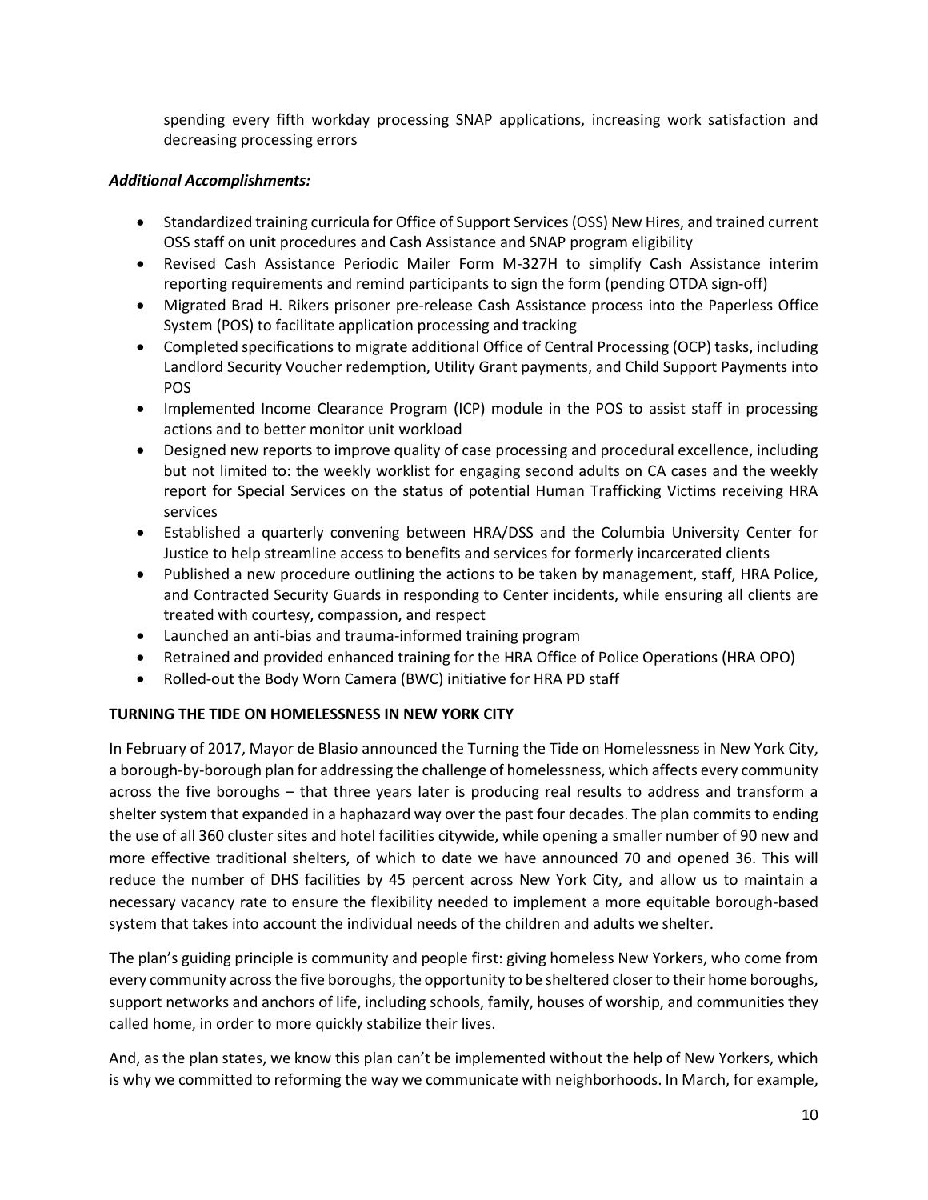spending every fifth workday processing SNAP applications, increasing work satisfaction and decreasing processing errors

***Additional Accomplishments:***

- Standardized training curricula for Office of Support Services (OSS) New Hires, and trained current OSS staff on unit procedures and Cash Assistance and SNAP program eligibility
- Revised Cash Assistance Periodic Mailer Form M-327H to simplify Cash Assistance interim reporting requirements and remind participants to sign the form (pending OTDA sign-off)
- Migrated Brad H. Rikers prisoner pre-release Cash Assistance process into the Paperless Office System (POS) to facilitate application processing and tracking
- Completed specifications to migrate additional Office of Central Processing (OCP) tasks, including Landlord Security Voucher redemption, Utility Grant payments, and Child Support Payments into POS
- Implemented Income Clearance Program (ICP) module in the POS to assist staff in processing actions and to better monitor unit workload
- Designed new reports to improve quality of case processing and procedural excellence, including but not limited to: the weekly worklist for engaging second adults on CA cases and the weekly report for Special Services on the status of potential Human Trafficking Victims receiving HRA services
- Established a quarterly convening between HRA/DSS and the Columbia University Center for Justice to help streamline access to benefits and services for formerly incarcerated clients
- Published a new procedure outlining the actions to be taken by management, staff, HRA Police, and Contracted Security Guards in responding to Center incidents, while ensuring all clients are treated with courtesy, compassion, and respect
- Launched an anti-bias and trauma-informed training program
- Retrained and provided enhanced training for the HRA Office of Police Operations (HRA OPO)
- Rolled-out the Body Worn Camera (BWC) initiative for HRA PD staff

**TURNING THE TIDE ON HOMELESSNESS IN NEW YORK CITY**

In February of 2017, Mayor de Blasio announced the Turning the Tide on Homelessness in New York City, a borough-by-borough plan for addressing the challenge of homelessness, which affects every community across the five boroughs – that three years later is producing real results to address and transform a shelter system that expanded in a haphazard way over the past four decades. The plan commits to ending the use of all 360 cluster sites and hotel facilities citywide, while opening a smaller number of 90 new and more effective traditional shelters, of which to date we have announced 70 and opened 36. This will reduce the number of DHS facilities by 45 percent across New York City, and allow us to maintain a necessary vacancy rate to ensure the flexibility needed to implement a more equitable borough-based system that takes into account the individual needs of the children and adults we shelter.

The plan's guiding principle is community and people first: giving homeless New Yorkers, who come from every community across the five boroughs, the opportunity to be sheltered closer to their home boroughs, support networks and anchors of life, including schools, family, houses of worship, and communities they called home, in order to more quickly stabilize their lives.

And, as the plan states, we know this plan can't be implemented without the help of New Yorkers, which is why we committed to reforming the way we communicate with neighborhoods. In March, for example,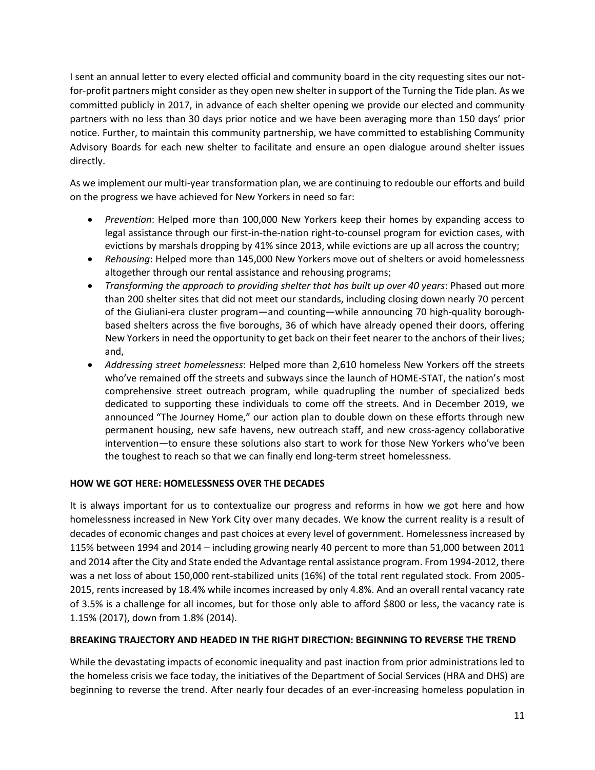I sent an annual letter to every elected official and community board in the city requesting sites our not-for-profit partners might consider as they open new shelter in support of the Turning the Tide plan. As we committed publicly in 2017, in advance of each shelter opening we provide our elected and community partners with no less than 30 days prior notice and we have been averaging more than 150 days' prior notice. Further, to maintain this community partnership, we have committed to establishing Community Advisory Boards for each new shelter to facilitate and ensure an open dialogue around shelter issues directly.

As we implement our multi-year transformation plan, we are continuing to redouble our efforts and build on the progress we have achieved for New Yorkers in need so far:

- *Prevention*: Helped more than 100,000 New Yorkers keep their homes by expanding access to legal assistance through our first-in-the-nation right-to-counsel program for eviction cases, with evictions by marshals dropping by 41% since 2013, while evictions are up all across the country;
- *Rehousing*: Helped more than 145,000 New Yorkers move out of shelters or avoid homelessness altogether through our rental assistance and rehousing programs;
- *Transforming the approach to providing shelter that has built up over 40 years*: Phased out more than 200 shelter sites that did not meet our standards, including closing down nearly 70 percent of the Giuliani-era cluster program—and counting—while announcing 70 high-quality borough-based shelters across the five boroughs, 36 of which have already opened their doors, offering New Yorkers in need the opportunity to get back on their feet nearer to the anchors of their lives; and,
- *Addressing street homelessness*: Helped more than 2,610 homeless New Yorkers off the streets who've remained off the streets and subways since the launch of HOME-STAT, the nation's most comprehensive street outreach program, while quadrupling the number of specialized beds dedicated to supporting these individuals to come off the streets. And in December 2019, we announced "The Journey Home," our action plan to double down on these efforts through new permanent housing, new safe havens, new outreach staff, and new cross-agency collaborative intervention—to ensure these solutions also start to work for those New Yorkers who've been the toughest to reach so that we can finally end long-term street homelessness.

**HOW WE GOT HERE: HOMELESSNESS OVER THE DECADES**

It is always important for us to contextualize our progress and reforms in how we got here and how homelessness increased in New York City over many decades. We know the current reality is a result of decades of economic changes and past choices at every level of government. Homelessness increased by 115% between 1994 and 2014 – including growing nearly 40 percent to more than 51,000 between 2011 and 2014 after the City and State ended the Advantage rental assistance program. From 1994-2012, there was a net loss of about 150,000 rent-stabilized units (16%) of the total rent regulated stock. From 2005-2015, rents increased by 18.4% while incomes increased by only 4.8%. And an overall rental vacancy rate of 3.5% is a challenge for all incomes, but for those only able to afford $800 or less, the vacancy rate is 1.15% (2017), down from 1.8% (2014).

**BREAKING TRAJECTORY AND HEADED IN THE RIGHT DIRECTION: BEGINNING TO REVERSE THE TREND**

While the devastating impacts of economic inequality and past inaction from prior administrations led to the homeless crisis we face today, the initiatives of the Department of Social Services (HRA and DHS) are beginning to reverse the trend. After nearly four decades of an ever-increasing homeless population in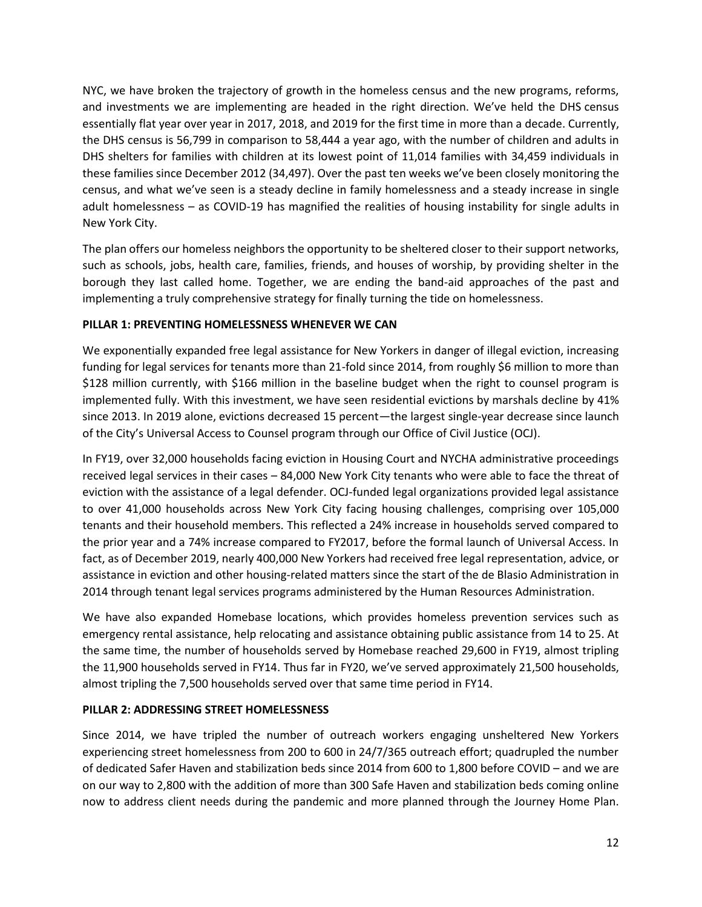NYC, we have broken the trajectory of growth in the homeless census and the new programs, reforms, and investments we are implementing are headed in the right direction. We've held the DHS census essentially flat year over year in 2017, 2018, and 2019 for the first time in more than a decade. Currently, the DHS census is 56,799 in comparison to 58,444 a year ago, with the number of children and adults in DHS shelters for families with children at its lowest point of 11,014 families with 34,459 individuals in these families since December 2012 (34,497). Over the past ten weeks we've been closely monitoring the census, and what we've seen is a steady decline in family homelessness and a steady increase in single adult homelessness – as COVID-19 has magnified the realities of housing instability for single adults in New York City.

The plan offers our homeless neighbors the opportunity to be sheltered closer to their support networks, such as schools, jobs, health care, families, friends, and houses of worship, by providing shelter in the borough they last called home. Together, we are ending the band-aid approaches of the past and implementing a truly comprehensive strategy for finally turning the tide on homelessness.

**PILLAR 1: PREVENTING HOMELESSNESS WHENEVER WE CAN**

We exponentially expanded free legal assistance for New Yorkers in danger of illegal eviction, increasing funding for legal services for tenants more than 21-fold since 2014, from roughly $6 million to more than $128 million currently, with $166 million in the baseline budget when the right to counsel program is implemented fully. With this investment, we have seen residential evictions by marshals decline by 41% since 2013. In 2019 alone, evictions decreased 15 percent—the largest single-year decrease since launch of the City's Universal Access to Counsel program through our Office of Civil Justice (OCJ).

In FY19, over 32,000 households facing eviction in Housing Court and NYCHA administrative proceedings received legal services in their cases – 84,000 New York City tenants who were able to face the threat of eviction with the assistance of a legal defender. OCJ-funded legal organizations provided legal assistance to over 41,000 households across New York City facing housing challenges, comprising over 105,000 tenants and their household members. This reflected a 24% increase in households served compared to the prior year and a 74% increase compared to FY2017, before the formal launch of Universal Access. In fact, as of December 2019, nearly 400,000 New Yorkers had received free legal representation, advice, or assistance in eviction and other housing-related matters since the start of the de Blasio Administration in 2014 through tenant legal services programs administered by the Human Resources Administration.

We have also expanded Homebase locations, which provides homeless prevention services such as emergency rental assistance, help relocating and assistance obtaining public assistance from 14 to 25. At the same time, the number of households served by Homebase reached 29,600 in FY19, almost tripling the 11,900 households served in FY14. Thus far in FY20, we've served approximately 21,500 households, almost tripling the 7,500 households served over that same time period in FY14.

**PILLAR 2: ADDRESSING STREET HOMELESSNESS**

Since 2014, we have tripled the number of outreach workers engaging unsheltered New Yorkers experiencing street homelessness from 200 to 600 in 24/7/365 outreach effort; quadrupled the number of dedicated Safer Haven and stabilization beds since 2014 from 600 to 1,800 before COVID – and we are on our way to 2,800 with the addition of more than 300 Safe Haven and stabilization beds coming online now to address client needs during the pandemic and more planned through the Journey Home Plan.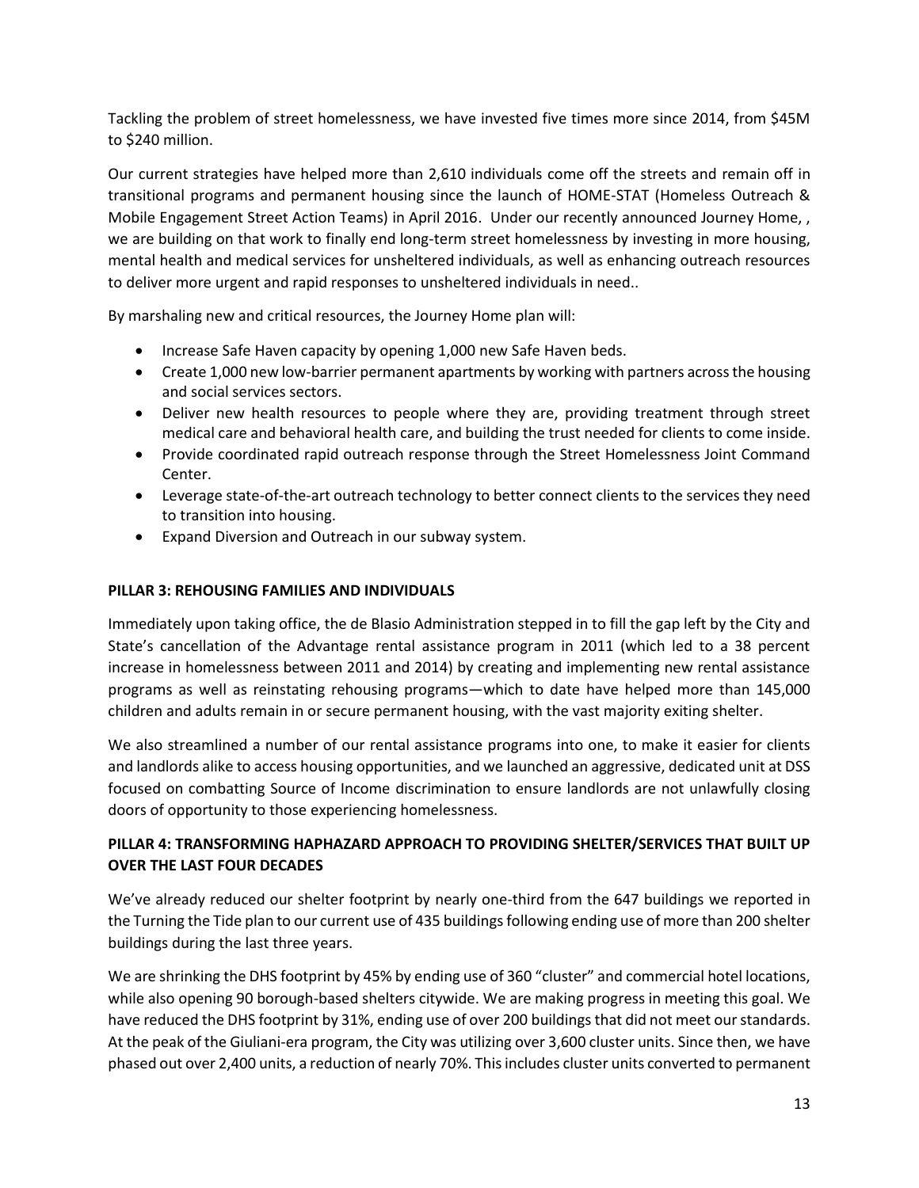Tackling the problem of street homelessness, we have invested five times more since 2014, from $45M to $240 million.

Our current strategies have helped more than 2,610 individuals come off the streets and remain off in transitional programs and permanent housing since the launch of HOME-STAT (Homeless Outreach & Mobile Engagement Street Action Teams) in April 2016. Under our recently announced Journey Home, , we are building on that work to finally end long-term street homelessness by investing in more housing, mental health and medical services for unsheltered individuals, as well as enhancing outreach resources to deliver more urgent and rapid responses to unsheltered individuals in need..

By marshaling new and critical resources, the Journey Home plan will:

- Increase Safe Haven capacity by opening 1,000 new Safe Haven beds.
- Create 1,000 new low-barrier permanent apartments by working with partners across the housing and social services sectors.
- Deliver new health resources to people where they are, providing treatment through street medical care and behavioral health care, and building the trust needed for clients to come inside.
- Provide coordinated rapid outreach response through the Street Homelessness Joint Command Center.
- Leverage state-of-the-art outreach technology to better connect clients to the services they need to transition into housing.
- Expand Diversion and Outreach in our subway system.

**PILLAR 3: REHOUSING FAMILIES AND INDIVIDUALS**

Immediately upon taking office, the de Blasio Administration stepped in to fill the gap left by the City and State's cancellation of the Advantage rental assistance program in 2011 (which led to a 38 percent increase in homelessness between 2011 and 2014) by creating and implementing new rental assistance programs as well as reinstating rehousing programs—which to date have helped more than 145,000 children and adults remain in or secure permanent housing, with the vast majority exiting shelter.

We also streamlined a number of our rental assistance programs into one, to make it easier for clients and landlords alike to access housing opportunities, and we launched an aggressive, dedicated unit at DSS focused on combatting Source of Income discrimination to ensure landlords are not unlawfully closing doors of opportunity to those experiencing homelessness.

**PILLAR 4: TRANSFORMING HAPHAZARD APPROACH TO PROVIDING SHELTER/SERVICES THAT BUILT UP OVER THE LAST FOUR DECADES**

We've already reduced our shelter footprint by nearly one-third from the 647 buildings we reported in the Turning the Tide plan to our current use of 435 buildings following ending use of more than 200 shelter buildings during the last three years.

We are shrinking the DHS footprint by 45% by ending use of 360 "cluster" and commercial hotel locations, while also opening 90 borough-based shelters citywide. We are making progress in meeting this goal. We have reduced the DHS footprint by 31%, ending use of over 200 buildings that did not meet our standards. At the peak of the Giuliani-era program, the City was utilizing over 3,600 cluster units. Since then, we have phased out over 2,400 units, a reduction of nearly 70%. This includes cluster units converted to permanent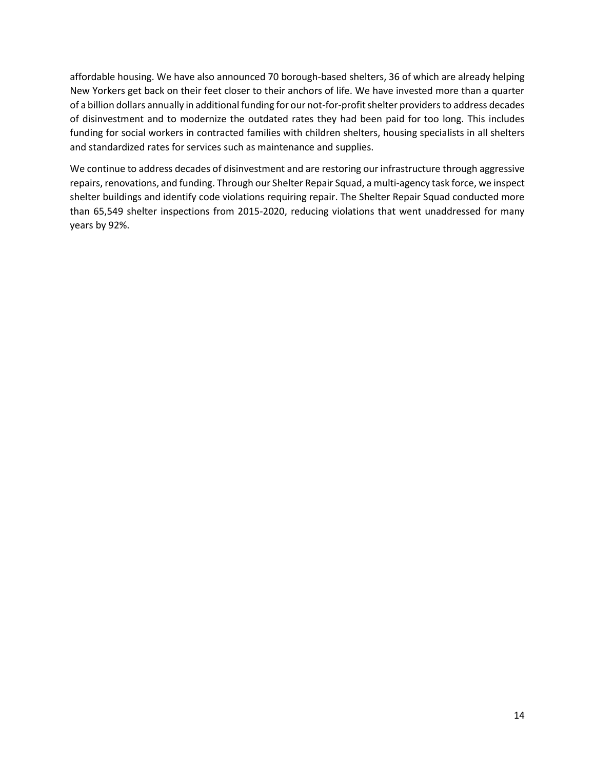affordable housing. We have also announced 70 borough-based shelters, 36 of which are already helping New Yorkers get back on their feet closer to their anchors of life. We have invested more than a quarter of a billion dollars annually in additional funding for our not-for-profit shelter providers to address decades of disinvestment and to modernize the outdated rates they had been paid for too long. This includes funding for social workers in contracted families with children shelters, housing specialists in all shelters and standardized rates for services such as maintenance and supplies.

We continue to address decades of disinvestment and are restoring our infrastructure through aggressive repairs, renovations, and funding. Through our Shelter Repair Squad, a multi-agency task force, we inspect shelter buildings and identify code violations requiring repair. The Shelter Repair Squad conducted more than 65,549 shelter inspections from 2015-2020, reducing violations that went unaddressed for many years by 92%.